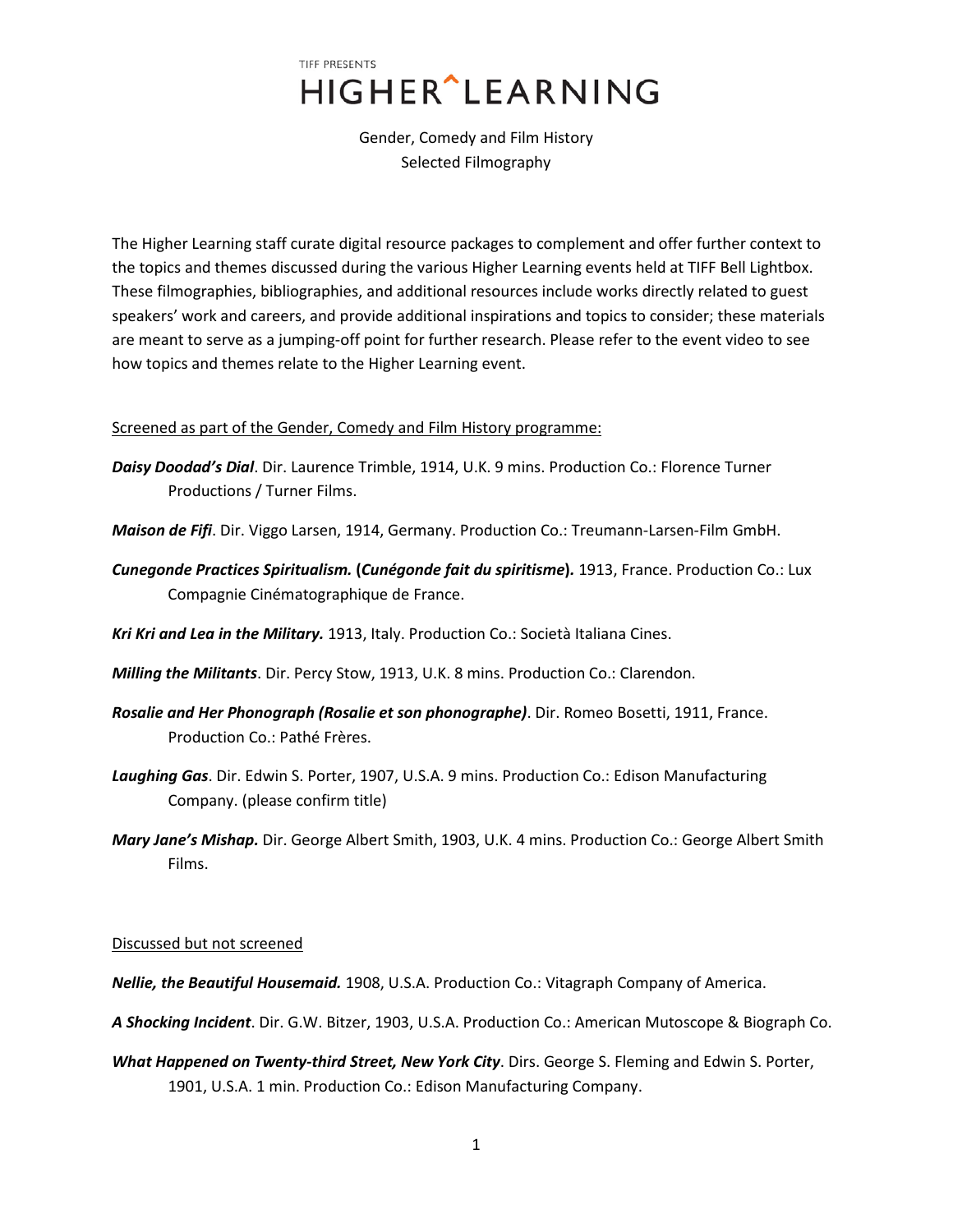TIFF PRESENTS

# HIGHER^LEARNING

Gender, Comedy and Film History
Selected Filmography

The Higher Learning staff curate digital resource packages to complement and offer further context to the topics and themes discussed during the various Higher Learning events held at TIFF Bell Lightbox. These filmographies, bibliographies, and additional resources include works directly related to guest speakers' work and careers, and provide additional inspirations and topics to consider; these materials are meant to serve as a jumping-off point for further research. Please refer to the event video to see how topics and themes relate to the Higher Learning event.

## Screened as part of the Gender, Comedy and Film History programme:

***Daisy Doodad's Dial***. Dir. Laurence Trimble, 1914, U.K. 9 mins. Production Co.: Florence Turner Productions / Turner Films.

***Maison de Fifi***. Dir. Viggo Larsen, 1914, Germany. Production Co.: Treumann-Larsen-Film GmbH.

***Cunegonde Practices Spiritualism.* (*Cunégonde fait du spiritisme*).** 1913, France. Production Co.: Lux Compagnie Cinématographique de France.

***Kri Kri and Lea in the Military.*** 1913, Italy. Production Co.: Società Italiana Cines.

***Milling the Militants***. Dir. Percy Stow, 1913, U.K. 8 mins. Production Co.: Clarendon.

***Rosalie and Her Phonograph (Rosalie et son phonographe)***. Dir. Romeo Bosetti, 1911, France. Production Co.: Pathé Frères.

***Laughing Gas***. Dir. Edwin S. Porter, 1907, U.S.A. 9 mins. Production Co.: Edison Manufacturing Company. (please confirm title)

***Mary Jane's Mishap.*** Dir. George Albert Smith, 1903, U.K. 4 mins. Production Co.: George Albert Smith Films.

## Discussed but not screened

***Nellie, the Beautiful Housemaid.*** 1908, U.S.A. Production Co.: Vitagraph Company of America.

***A Shocking Incident***. Dir. G.W. Bitzer, 1903, U.S.A. Production Co.: American Mutoscope & Biograph Co.

***What Happened on Twenty-third Street, New York City***. Dirs. George S. Fleming and Edwin S. Porter, 1901, U.S.A. 1 min. Production Co.: Edison Manufacturing Company.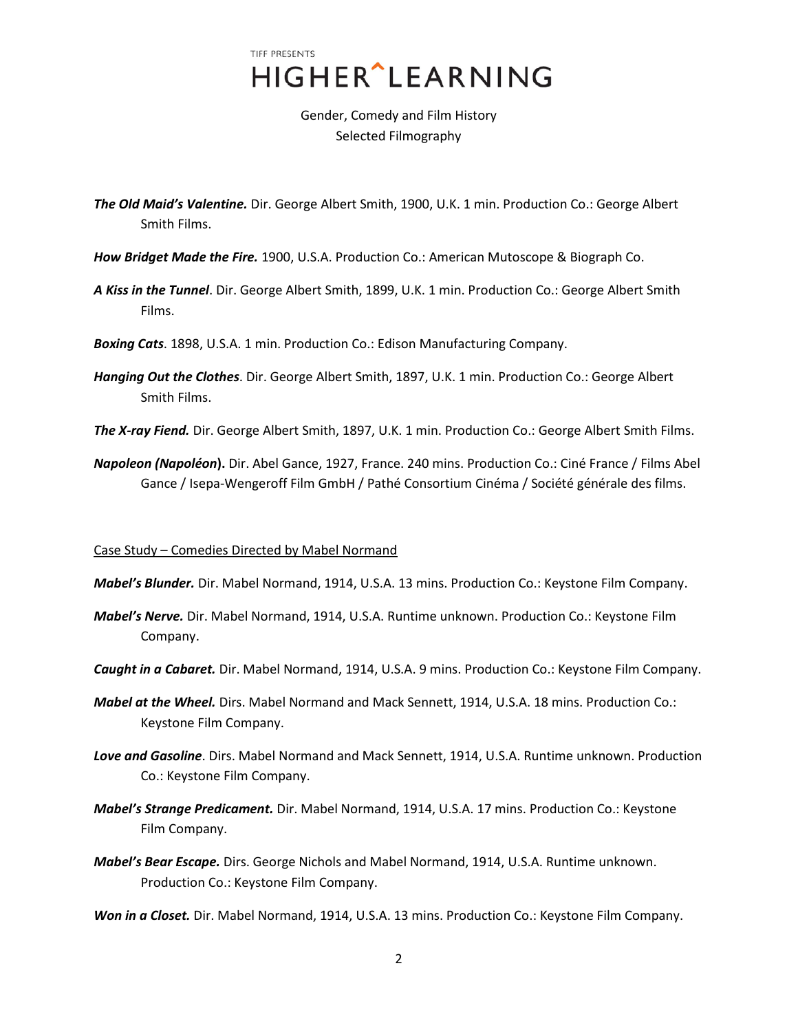TIFF PRESENTS

# HIGHER^LEARNING

Gender, Comedy and Film History
Selected Filmography

***The Old Maid's Valentine.*** Dir. George Albert Smith, 1900, U.K. 1 min. Production Co.: George Albert Smith Films.

***How Bridget Made the Fire.*** 1900, U.S.A. Production Co.: American Mutoscope & Biograph Co.

***A Kiss in the Tunnel***. Dir. George Albert Smith, 1899, U.K. 1 min. Production Co.: George Albert Smith Films.

***Boxing Cats***. 1898, U.S.A. 1 min. Production Co.: Edison Manufacturing Company.

***Hanging Out the Clothes***. Dir. George Albert Smith, 1897, U.K. 1 min. Production Co.: George Albert Smith Films.

***The X-ray Fiend.*** Dir. George Albert Smith, 1897, U.K. 1 min. Production Co.: George Albert Smith Films.

***Napoleon (Napoléon*****).** Dir. Abel Gance, 1927, France. 240 mins. Production Co.: Ciné France / Films Abel Gance / Isepa-Wengeroff Film GmbH / Pathé Consortium Cinéma / Société générale des films.

<u>Case Study – Comedies Directed by Mabel Normand</u>

***Mabel's Blunder.*** Dir. Mabel Normand, 1914, U.S.A. 13 mins. Production Co.: Keystone Film Company.

***Mabel's Nerve.*** Dir. Mabel Normand, 1914, U.S.A. Runtime unknown. Production Co.: Keystone Film Company.

***Caught in a Cabaret.*** Dir. Mabel Normand, 1914, U.S.A. 9 mins. Production Co.: Keystone Film Company.

***Mabel at the Wheel.*** Dirs. Mabel Normand and Mack Sennett, 1914, U.S.A. 18 mins. Production Co.: Keystone Film Company.

***Love and Gasoline***. Dirs. Mabel Normand and Mack Sennett, 1914, U.S.A. Runtime unknown. Production Co.: Keystone Film Company.

***Mabel's Strange Predicament.*** Dir. Mabel Normand, 1914, U.S.A. 17 mins. Production Co.: Keystone Film Company.

***Mabel's Bear Escape.*** Dirs. George Nichols and Mabel Normand, 1914, U.S.A. Runtime unknown. Production Co.: Keystone Film Company.

***Won in a Closet.*** Dir. Mabel Normand, 1914, U.S.A. 13 mins. Production Co.: Keystone Film Company.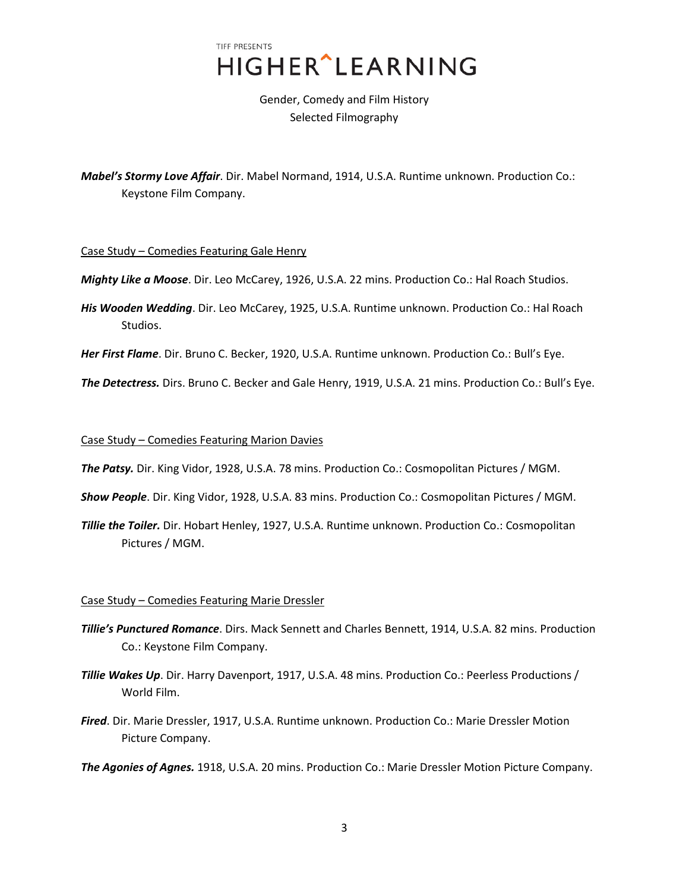TIFF PRESENTS

# HIGHER^LEARNING

Gender, Comedy and Film History
Selected Filmography

***Mabel's Stormy Love Affair***. Dir. Mabel Normand, 1914, U.S.A. Runtime unknown. Production Co.: Keystone Film Company.

Case Study – Comedies Featuring Gale Henry

***Mighty Like a Moose***. Dir. Leo McCarey, 1926, U.S.A. 22 mins. Production Co.: Hal Roach Studios.

***His Wooden Wedding***. Dir. Leo McCarey, 1925, U.S.A. Runtime unknown. Production Co.: Hal Roach Studios.

***Her First Flame***. Dir. Bruno C. Becker, 1920, U.S.A. Runtime unknown. Production Co.: Bull's Eye.

***The Detectress.*** Dirs. Bruno C. Becker and Gale Henry, 1919, U.S.A. 21 mins. Production Co.: Bull's Eye.

Case Study – Comedies Featuring Marion Davies

***The Patsy.*** Dir. King Vidor, 1928, U.S.A. 78 mins. Production Co.: Cosmopolitan Pictures / MGM.

***Show People***. Dir. King Vidor, 1928, U.S.A. 83 mins. Production Co.: Cosmopolitan Pictures / MGM.

***Tillie the Toiler.*** Dir. Hobart Henley, 1927, U.S.A. Runtime unknown. Production Co.: Cosmopolitan Pictures / MGM.

Case Study – Comedies Featuring Marie Dressler

***Tillie's Punctured Romance***. Dirs. Mack Sennett and Charles Bennett, 1914, U.S.A. 82 mins. Production Co.: Keystone Film Company.

***Tillie Wakes Up***. Dir. Harry Davenport, 1917, U.S.A. 48 mins. Production Co.: Peerless Productions / World Film.

***Fired***. Dir. Marie Dressler, 1917, U.S.A. Runtime unknown. Production Co.: Marie Dressler Motion Picture Company.

***The Agonies of Agnes.*** 1918, U.S.A. 20 mins. Production Co.: Marie Dressler Motion Picture Company.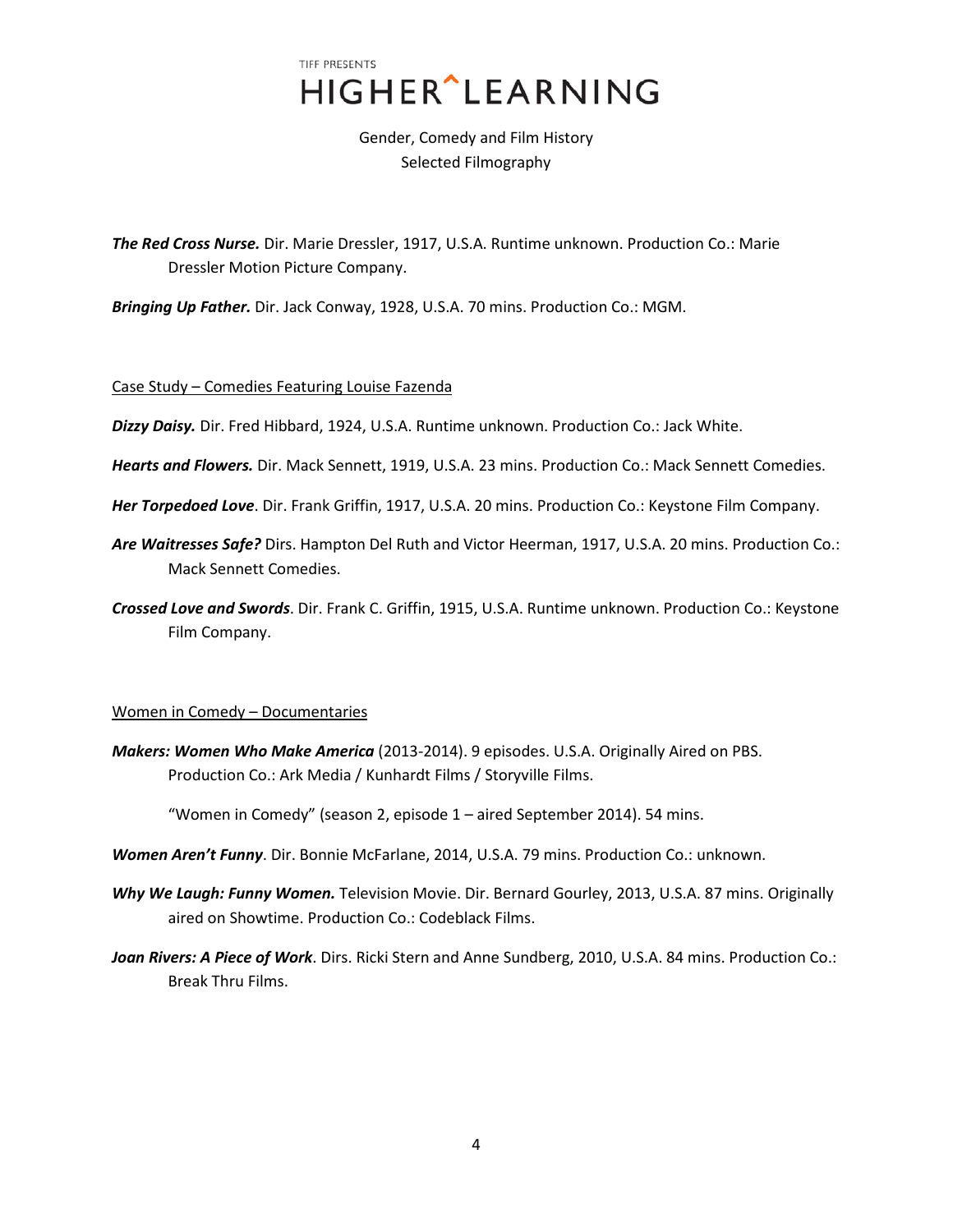TIFF PRESENTS

# HIGHER^LEARNING

Gender, Comedy and Film History
Selected Filmography

***The Red Cross Nurse.*** Dir. Marie Dressler, 1917, U.S.A. Runtime unknown. Production Co.: Marie Dressler Motion Picture Company.

***Bringing Up Father.*** Dir. Jack Conway, 1928, U.S.A. 70 mins. Production Co.: MGM.

## Case Study – Comedies Featuring Louise Fazenda

***Dizzy Daisy.*** Dir. Fred Hibbard, 1924, U.S.A. Runtime unknown. Production Co.: Jack White.

***Hearts and Flowers.*** Dir. Mack Sennett, 1919, U.S.A. 23 mins. Production Co.: Mack Sennett Comedies.

***Her Torpedoed Love***. Dir. Frank Griffin, 1917, U.S.A. 20 mins. Production Co.: Keystone Film Company.

***Are Waitresses Safe?*** Dirs. Hampton Del Ruth and Victor Heerman, 1917, U.S.A. 20 mins. Production Co.: Mack Sennett Comedies.

***Crossed Love and Swords***. Dir. Frank C. Griffin, 1915, U.S.A. Runtime unknown. Production Co.: Keystone Film Company.

## Women in Comedy – Documentaries

***Makers: Women Who Make America*** (2013-2014). 9 episodes. U.S.A. Originally Aired on PBS. Production Co.: Ark Media / Kunhardt Films / Storyville Films.

"Women in Comedy" (season 2, episode 1 – aired September 2014). 54 mins.

***Women Aren't Funny***. Dir. Bonnie McFarlane, 2014, U.S.A. 79 mins. Production Co.: unknown.

***Why We Laugh: Funny Women.*** Television Movie. Dir. Bernard Gourley, 2013, U.S.A. 87 mins. Originally aired on Showtime. Production Co.: Codeblack Films.

***Joan Rivers: A Piece of Work***. Dirs. Ricki Stern and Anne Sundberg, 2010, U.S.A. 84 mins. Production Co.: Break Thru Films.